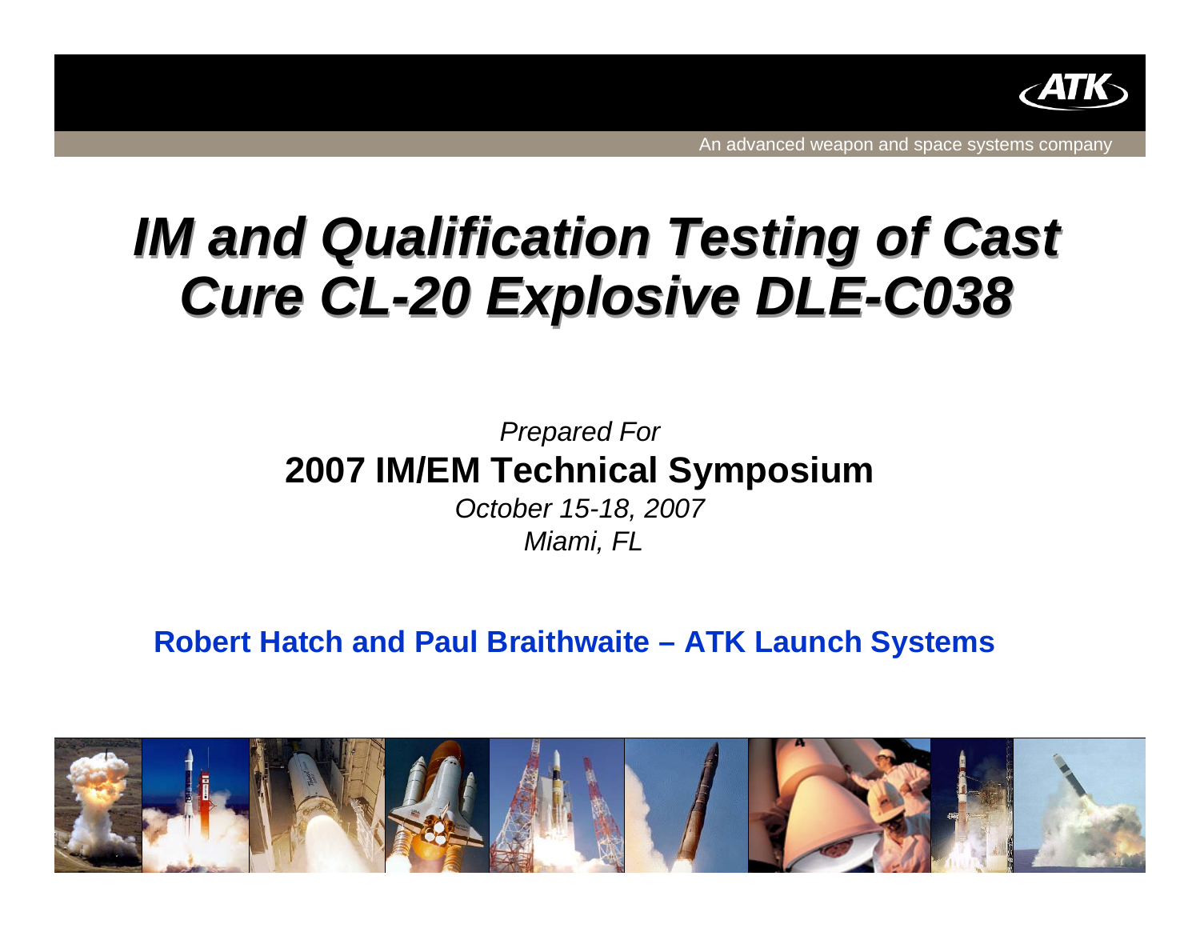ATK

An advanced weapon and space systems company

# *IM and Qualification Testing of Cast Cure CL-20 Explosive DLE-C038*

*Prepared For*

**2007 IM/EM Technical Symposium**

*October 15-18, 2007*

*Miami, FL*

**Robert Hatch and Paul Braithwaite – ATK Launch Systems**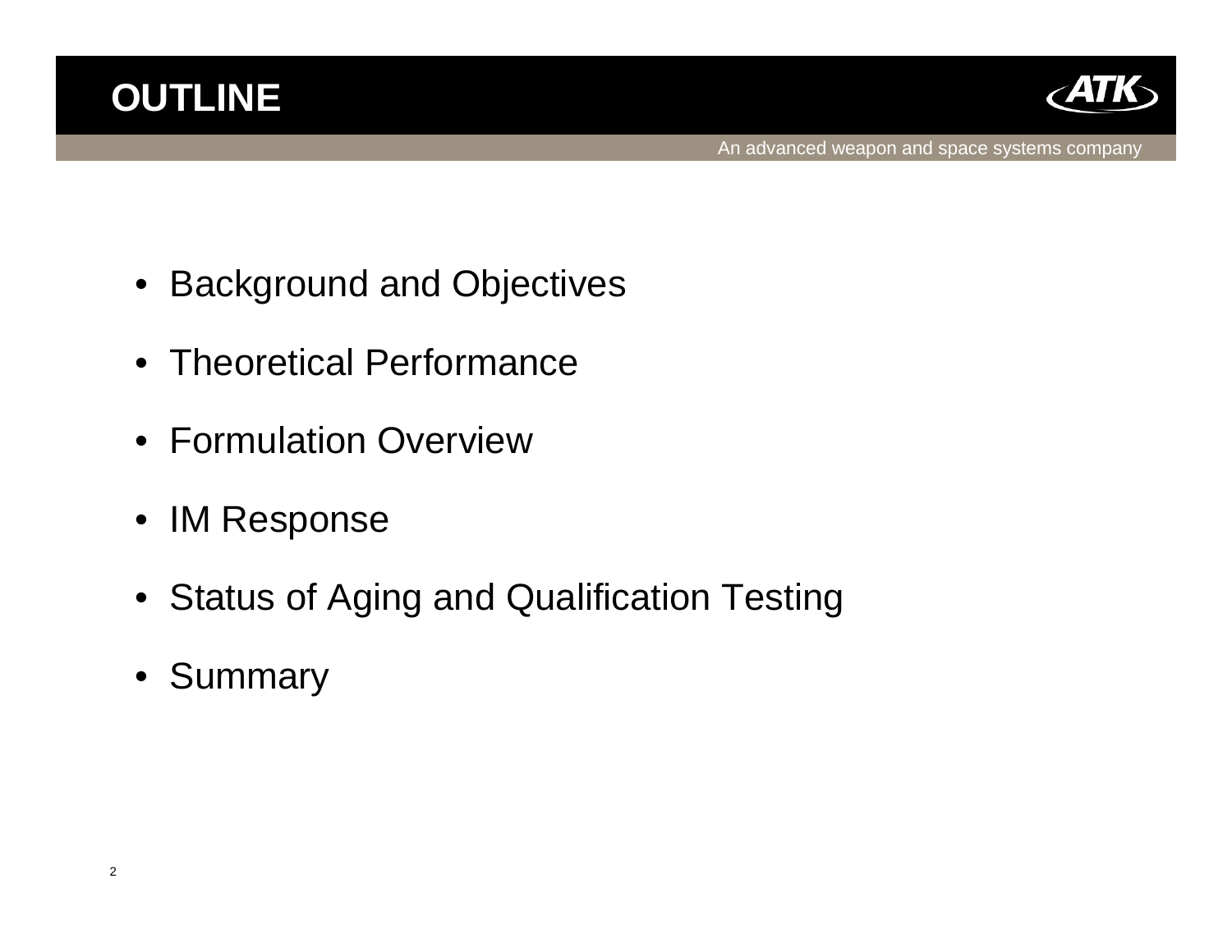# OUTLINE

- Background and Objectives
- Theoretical Performance
- Formulation Overview
- IM Response
- Status of Aging and Qualification Testing
- Summary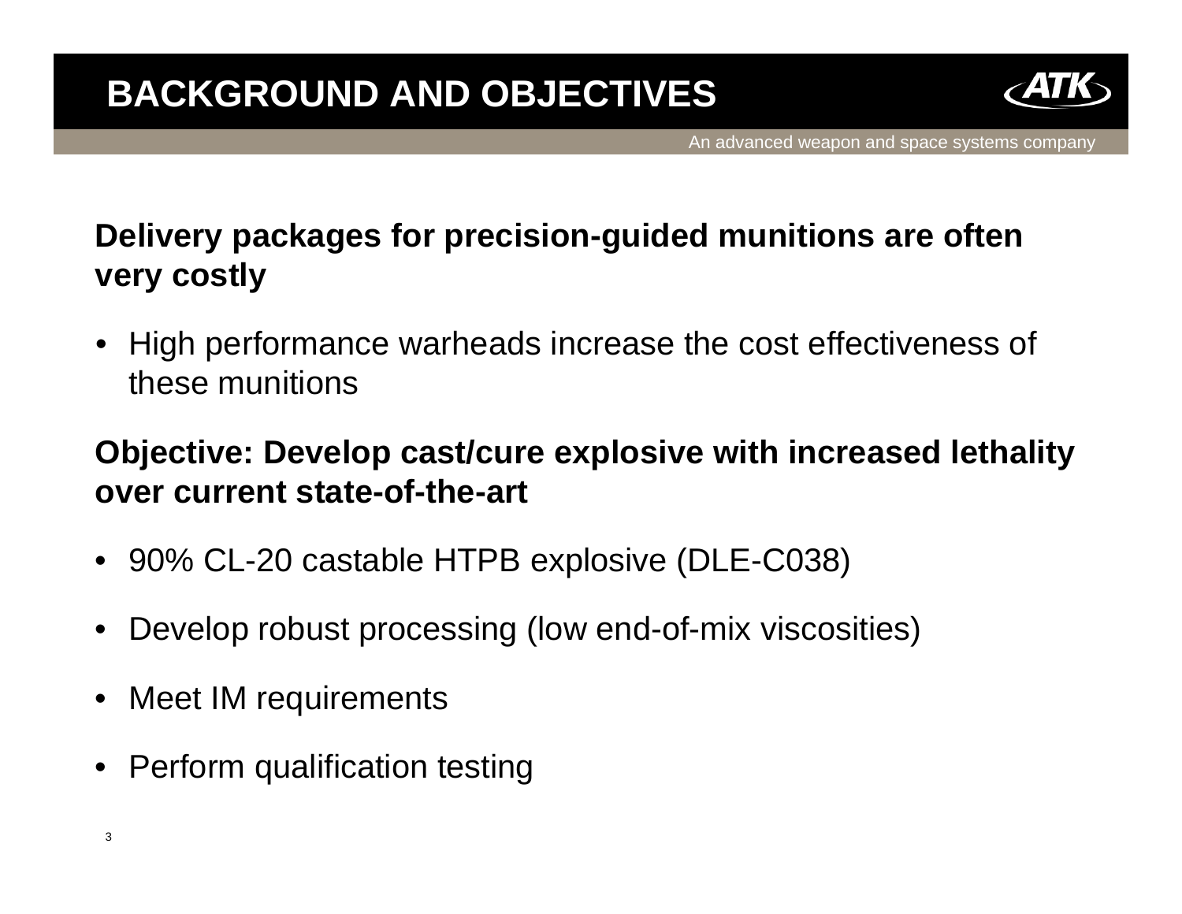# BACKGROUND AND OBJECTIVES

**Delivery packages for precision-guided munitions are often very costly**

- High performance warheads increase the cost effectiveness of these munitions

**Objective: Develop cast/cure explosive with increased lethality over current state-of-the-art**

- 90% CL-20 castable HTPB explosive (DLE-C038)
- Develop robust processing (low end-of-mix viscosities)
- Meet IM requirements
- Perform qualification testing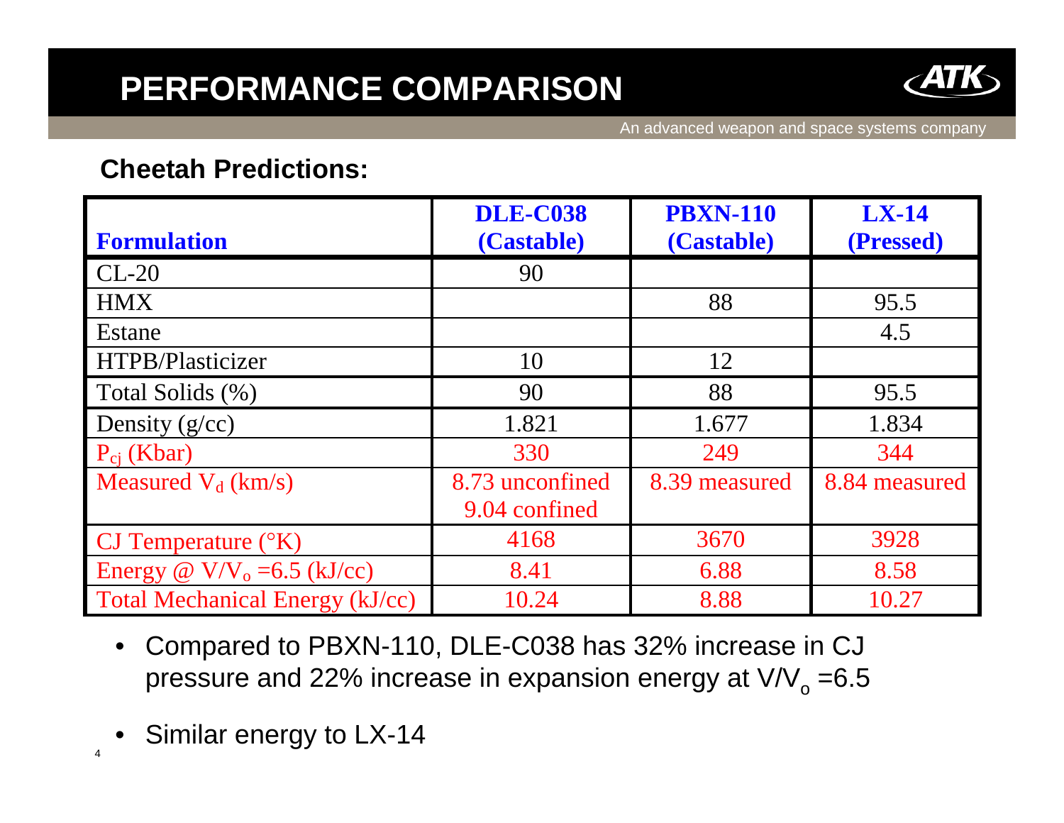# PERFORMANCE COMPARISON

## Cheetah Predictions:

| Formulation | DLE-C038 (Castable) | PBXN-110 (Castable) | LX-14 (Pressed) |
|---|---|---|---|
| CL-20 | 90 | | |
| HMX | | 88 | 95.5 |
| Estane | | | 4.5 |
| HTPB/Plasticizer | 10 | 12 | |
| Total Solids (%) | 90 | 88 | 95.5 |
| Density (g/cc) | 1.821 | 1.677 | 1.834 |
| $P_{cj}$ (Kbar) | 330 | 249 | 344 |
| Measured $V_d$ (km/s) | 8.73 unconfined 9.04 confined | 8.39 measured | 8.84 measured |
| CJ Temperature (°K) | 4168 | 3670 | 3928 |
| Energy @ $V/V_o$ =6.5 (kJ/cc) | 8.41 | 6.88 | 8.58 |
| Total Mechanical Energy (kJ/cc) | 10.24 | 8.88 | 10.27 |

- Compared to PBXN-110, DLE-C038 has 32% increase in CJ pressure and 22% increase in expansion energy at $V/V_o$ =6.5
- Similar energy to LX-14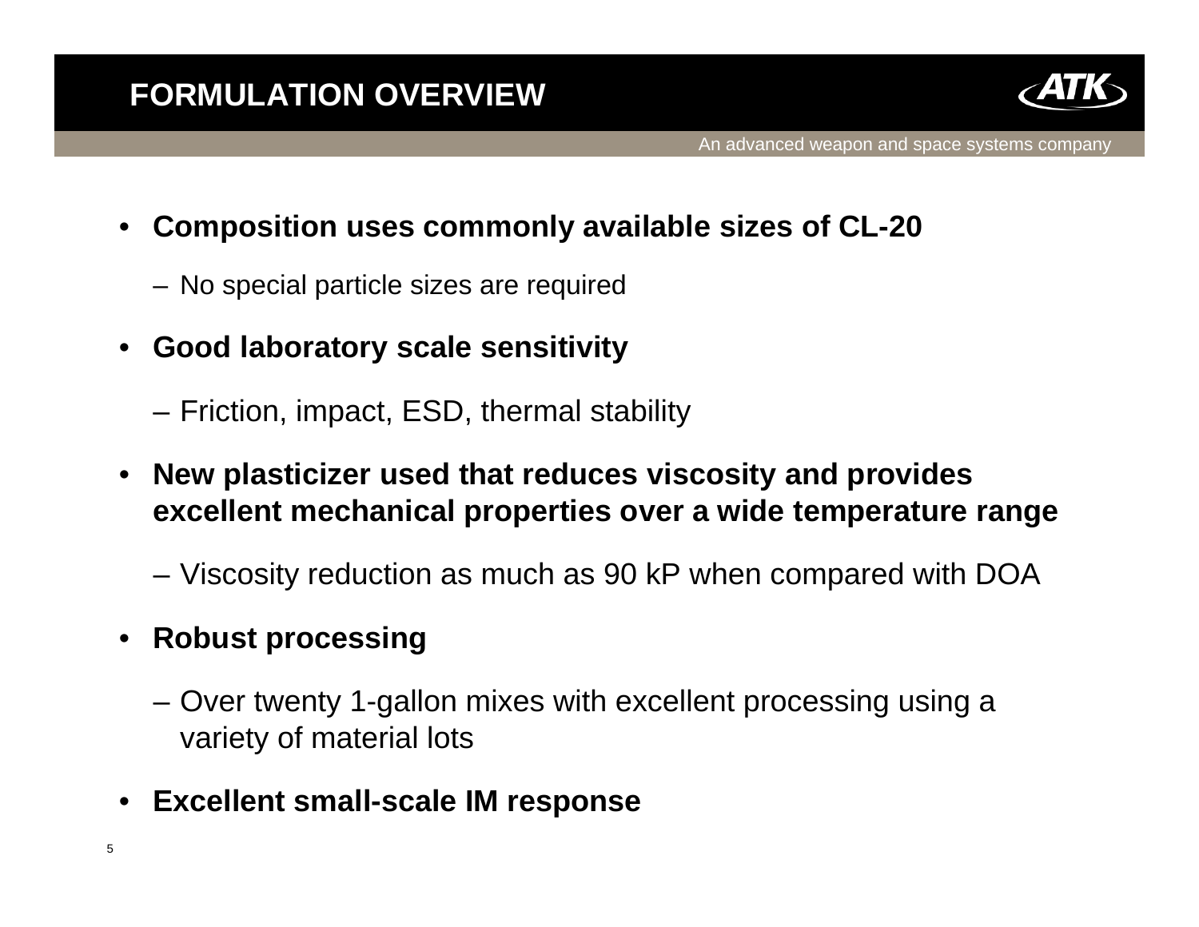# FORMULATION OVERVIEW

- **Composition uses commonly available sizes of CL-20**
  - No special particle sizes are required
- **Good laboratory scale sensitivity**
  - Friction, impact, ESD, thermal stability
- **New plasticizer used that reduces viscosity and provides excellent mechanical properties over a wide temperature range**
  - Viscosity reduction as much as 90 kP when compared with DOA
- **Robust processing**
  - Over twenty 1-gallon mixes with excellent processing using a variety of material lots
- **Excellent small-scale IM response**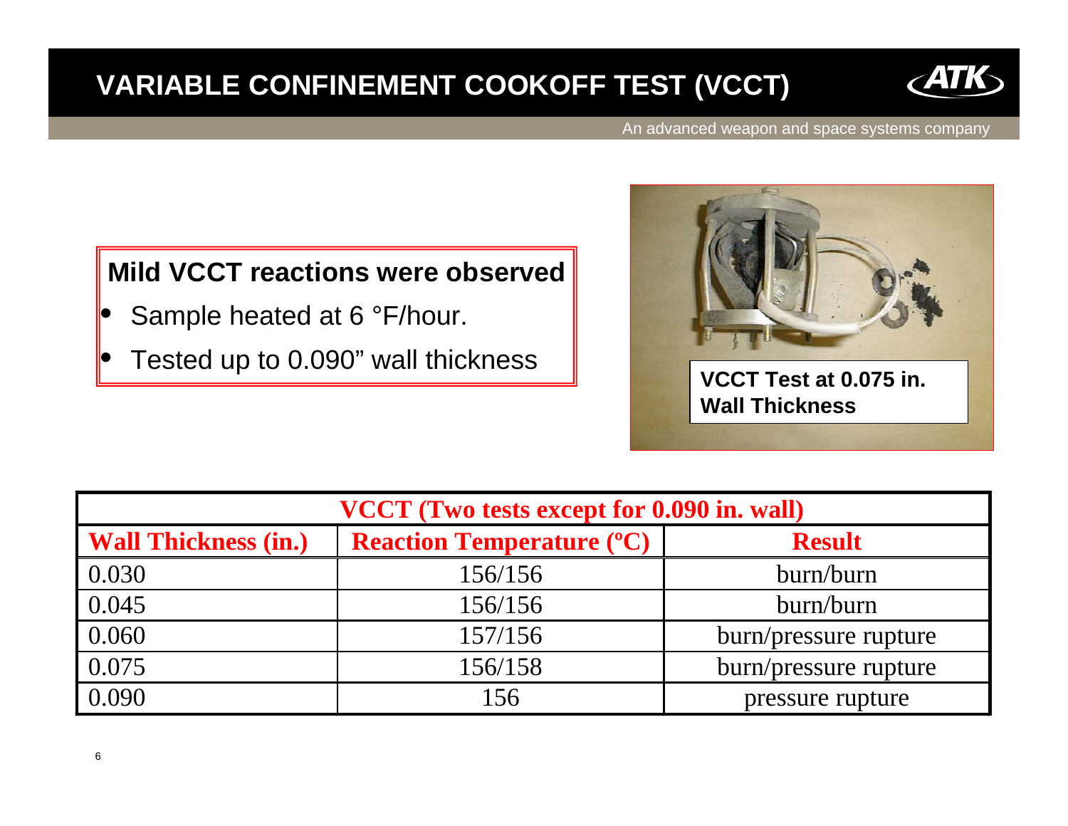# VARIABLE CONFINEMENT COOKOFF TEST (VCCT)

An advanced weapon and space systems company

**Mild VCCT reactions were observed**

- Sample heated at 6 °F/hour.
- Tested up to 0.090" wall thickness

**VCCT Test at 0.075 in. Wall Thickness**

| VCCT (Two tests except for 0.090 in. wall) | | |
|---|---|---|
| **Wall Thickness (in.)** | **Reaction Temperature (ºC)** | **Result** |
| 0.030 | 156/156 | burn/burn |
| 0.045 | 156/156 | burn/burn |
| 0.060 | 157/156 | burn/pressure rupture |
| 0.075 | 156/158 | burn/pressure rupture |
| 0.090 | 156 | pressure rupture |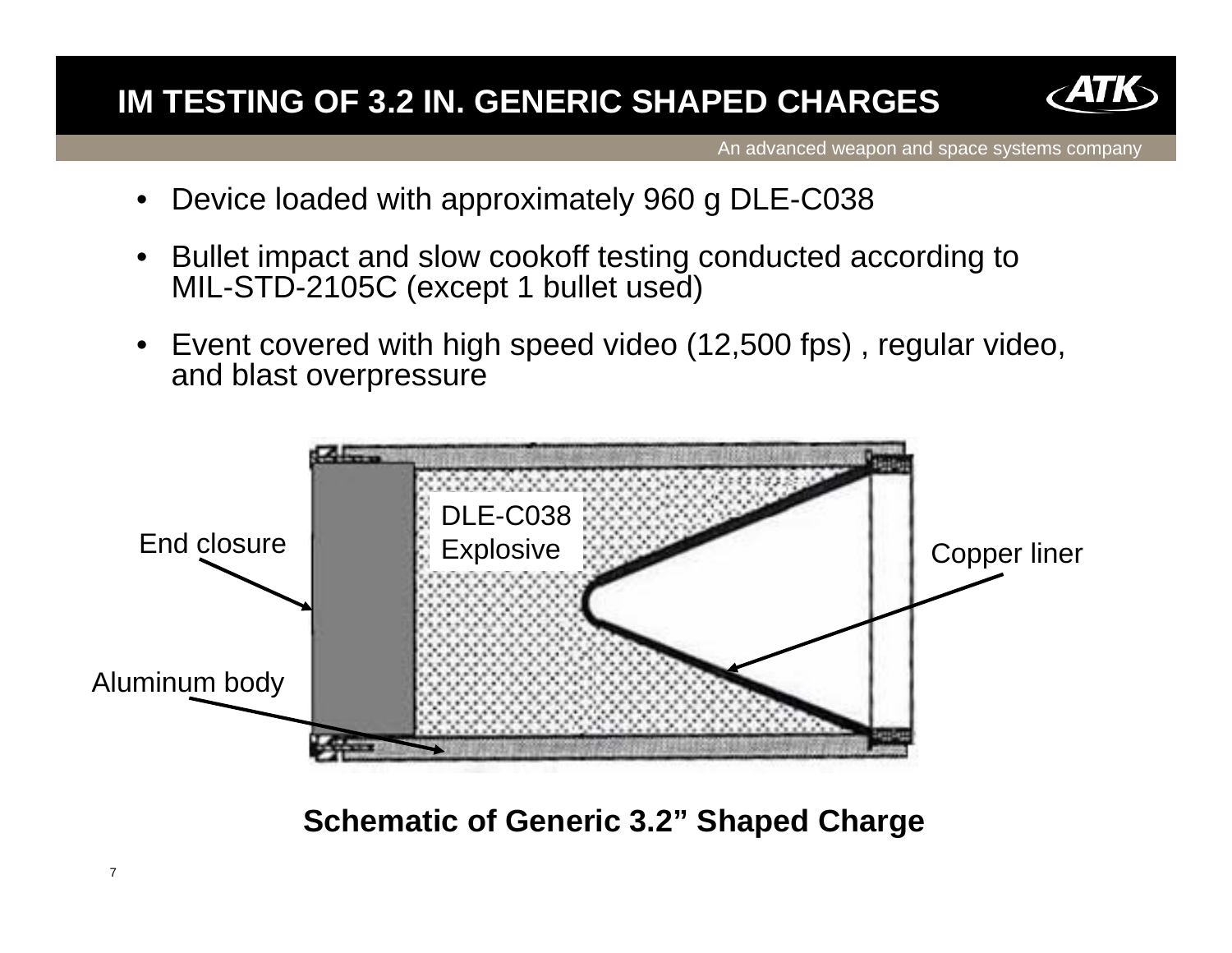# IM TESTING OF 3.2 IN. GENERIC SHAPED CHARGES

- Device loaded with approximately 960 g DLE-C038
- Bullet impact and slow cookoff testing conducted according to MIL-STD-2105C (except 1 bullet used)
- Event covered with high speed video (12,500 fps) , regular video, and blast overpressure

End closure

DLE-C038 Explosive

Copper liner

Aluminum body

**Schematic of Generic 3.2" Shaped Charge**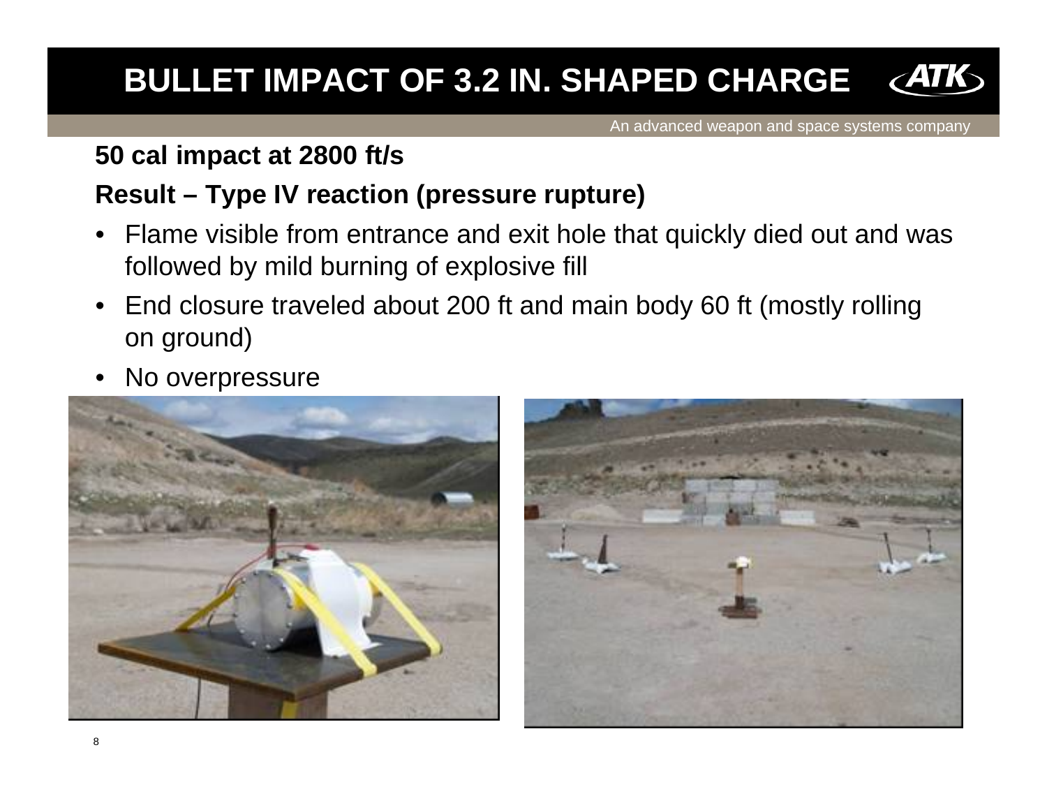# BULLET IMPACT OF 3.2 IN. SHAPED CHARGE

**50 cal impact at 2800 ft/s**

**Result – Type IV reaction (pressure rupture)**

- Flame visible from entrance and exit hole that quickly died out and was followed by mild burning of explosive fill
- End closure traveled about 200 ft and main body 60 ft (mostly rolling on ground)
- No overpressure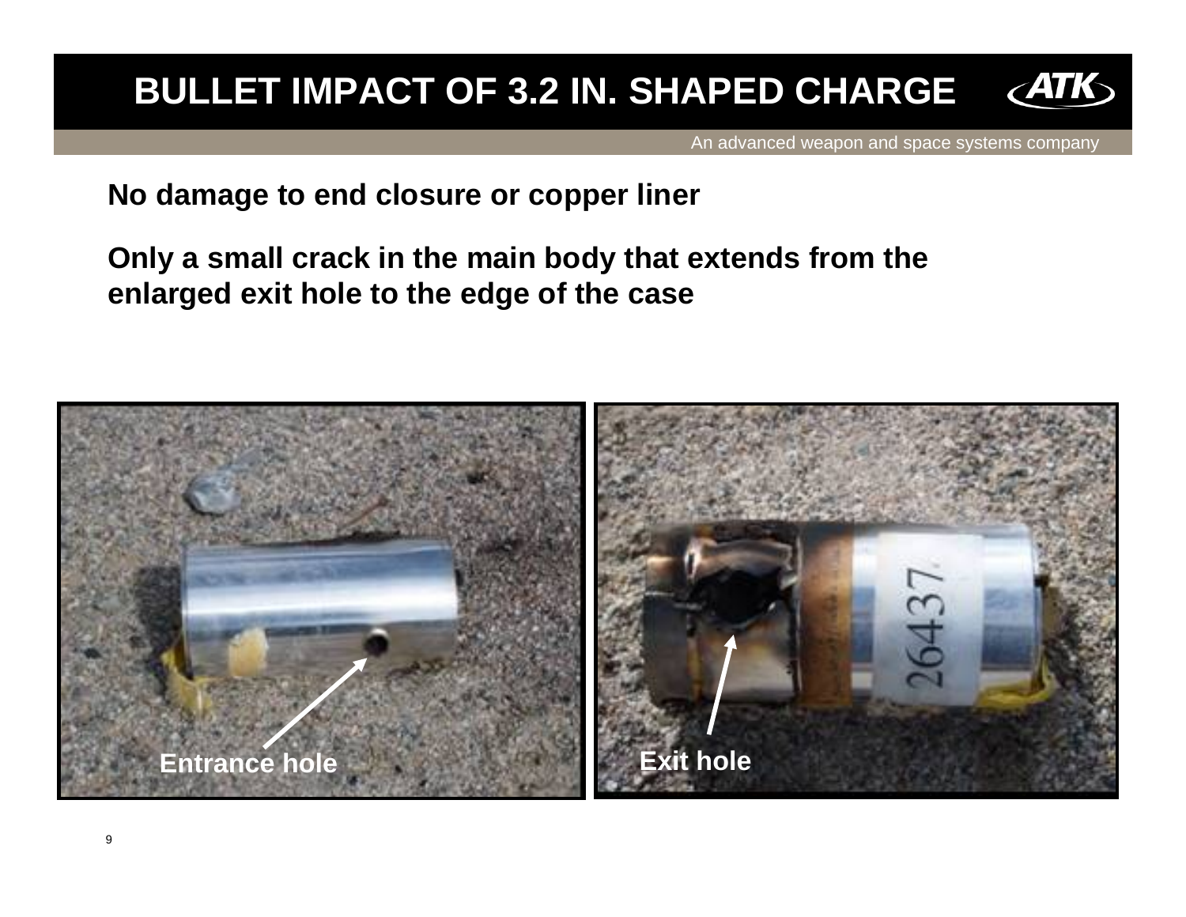# BULLET IMPACT OF 3.2 IN. SHAPED CHARGE

**No damage to end closure or copper liner**

**Only a small crack in the main body that extends from the enlarged exit hole to the edge of the case**

**Entrance hole**

**Exit hole**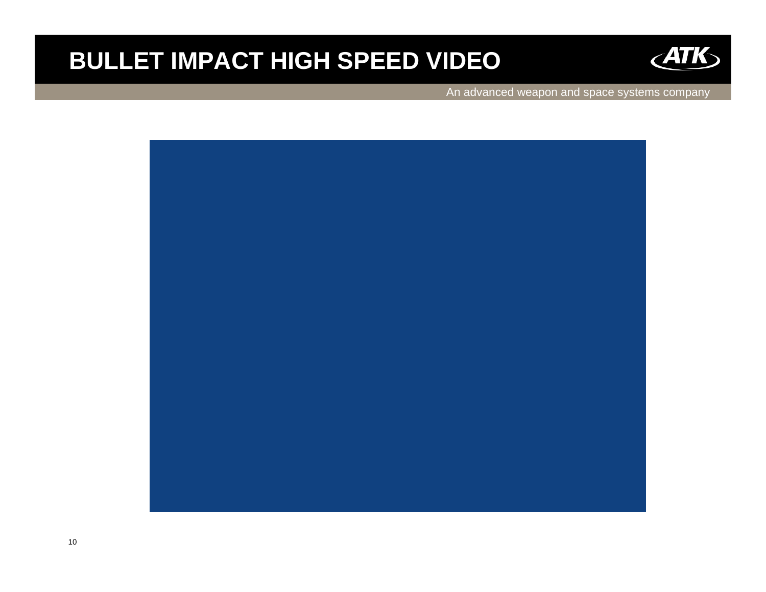# BULLET IMPACT HIGH SPEED VIDEO

An advanced weapon and space systems company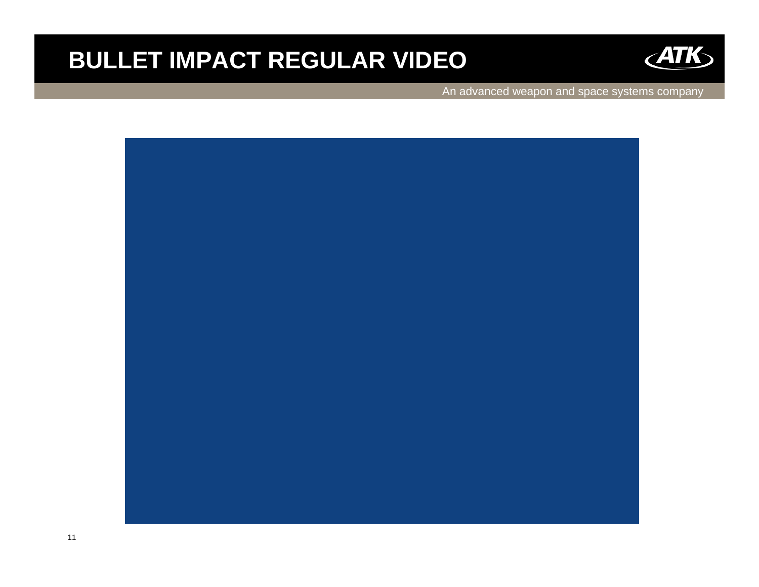# BULLET IMPACT REGULAR VIDEO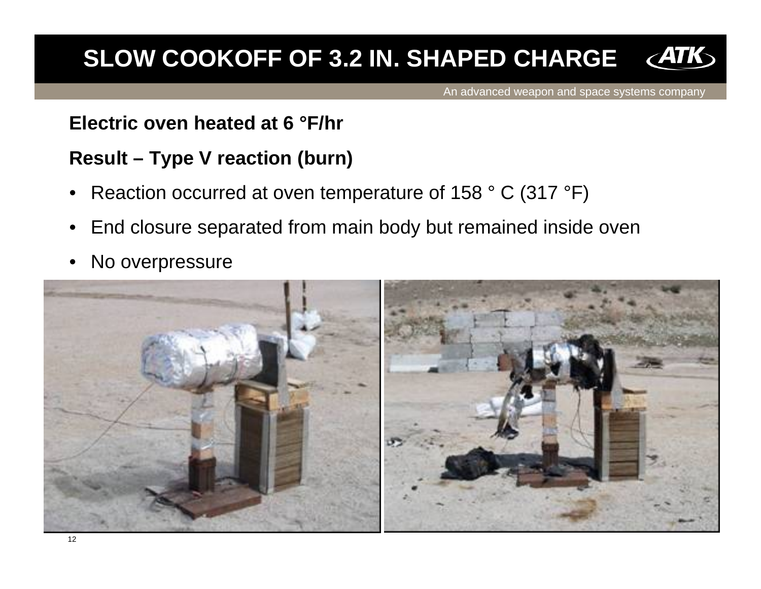# SLOW COOKOFF OF 3.2 IN. SHAPED CHARGE

An advanced weapon and space systems company

**Electric oven heated at 6 °F/hr**

**Result – Type V reaction (burn)**

- Reaction occurred at oven temperature of 158 ° C (317 °F)
- End closure separated from main body but remained inside oven
- No overpressure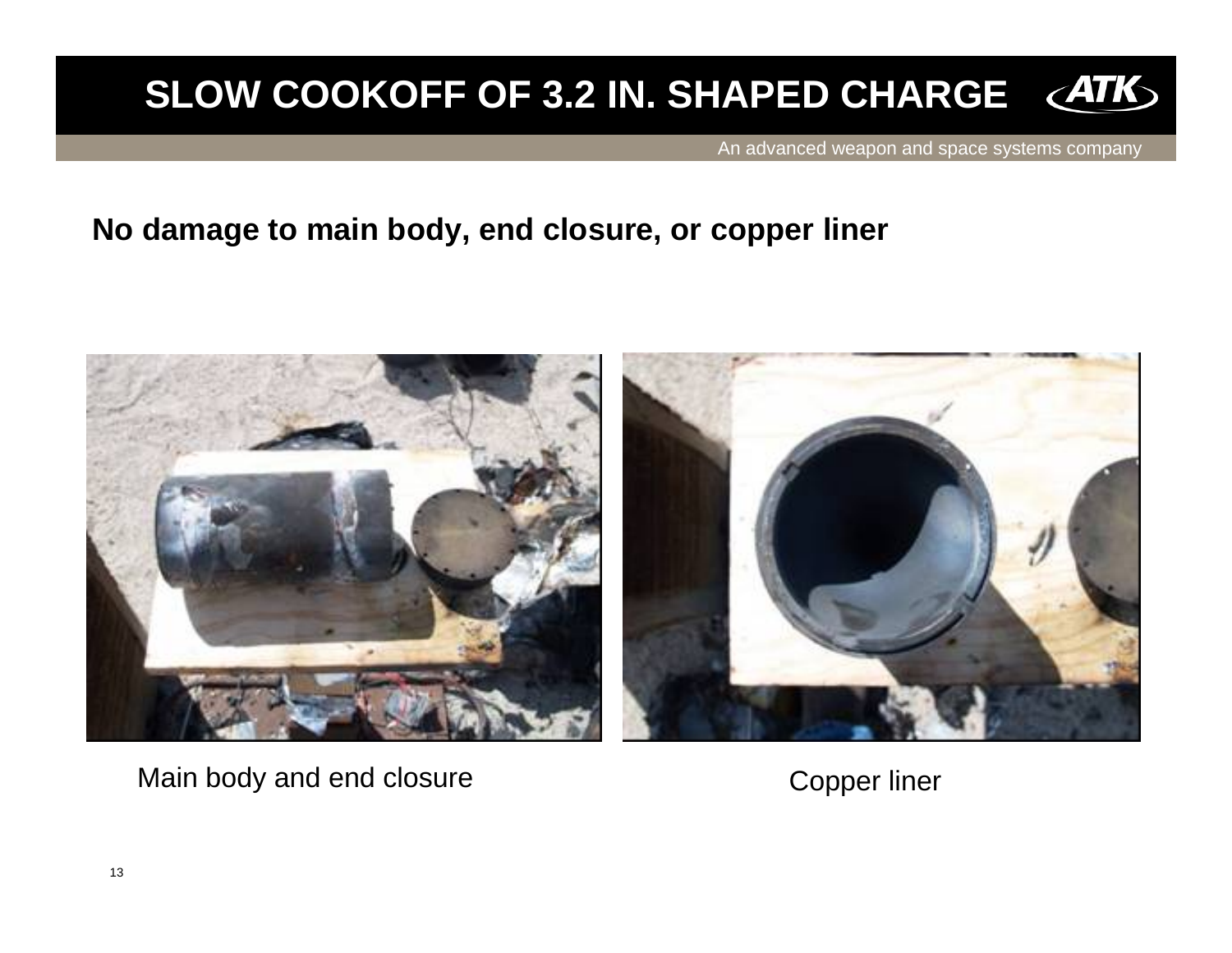# SLOW COOKOFF OF 3.2 IN. SHAPED CHARGE

An advanced weapon and space systems company

**No damage to main body, end closure, or copper liner**

Main body and end closure

Copper liner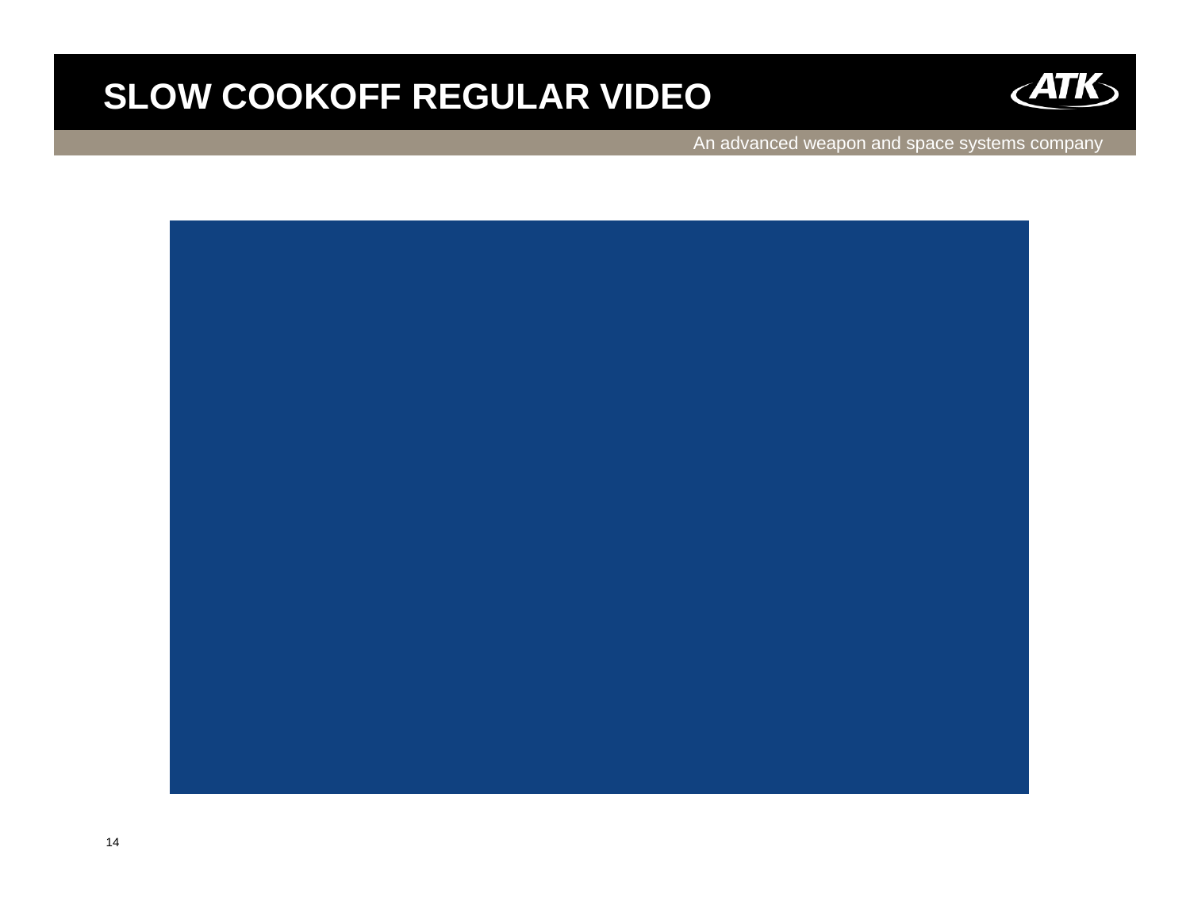# SLOW COOKOFF REGULAR VIDEO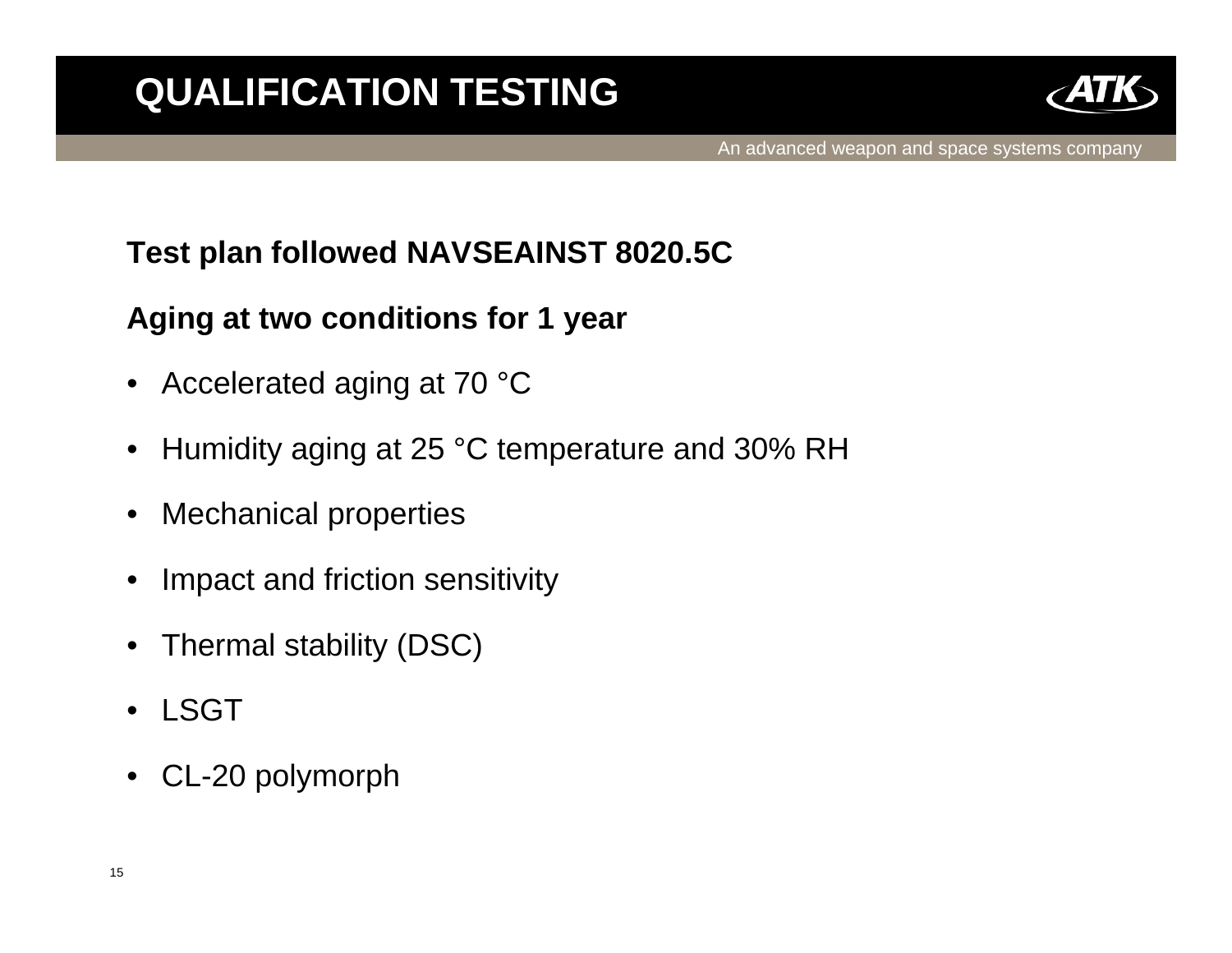# QUALIFICATION TESTING

**Test plan followed NAVSEAINST 8020.5C**

**Aging at two conditions for 1 year**

- Accelerated aging at 70 °C
- Humidity aging at 25 °C temperature and 30% RH
- Mechanical properties
- Impact and friction sensitivity
- Thermal stability (DSC)
- LSGT
- CL-20 polymorph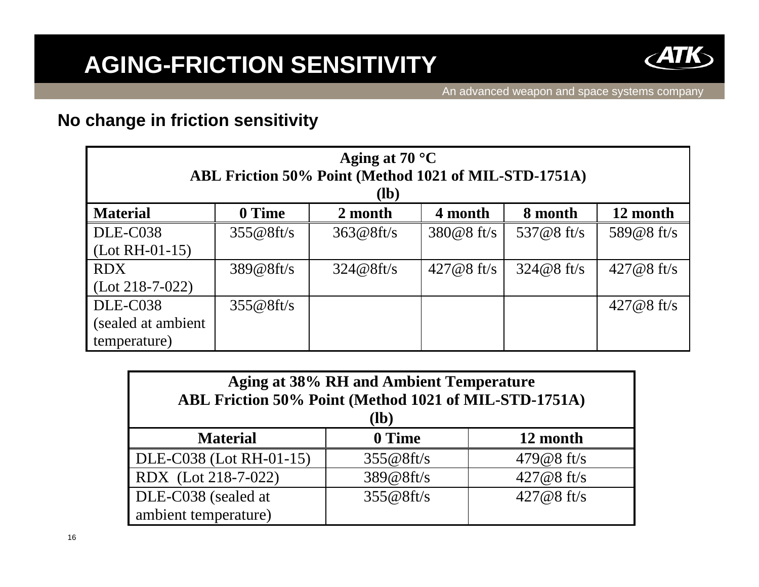# AGING-FRICTION SENSITIVITY

**No change in friction sensitivity**

| Aging at 70 °C<br>ABL Friction 50% Point (Method 1021 of MIL-STD-1751A)<br>(lb) | | | | | |
|---|---|---|---|---|---|
| **Material** | **0 Time** | **2 month** | **4 month** | **8 month** | **12 month** |
| DLE-C038 (Lot RH-01-15) | 355@8ft/s | 363@8ft/s | 380@8 ft/s | 537@8 ft/s | 589@8 ft/s |
| RDX (Lot 218-7-022) | 389@8ft/s | 324@8ft/s | 427@8 ft/s | 324@8 ft/s | 427@8 ft/s |
| DLE-C038 (sealed at ambient temperature) | 355@8ft/s | | | | 427@8 ft/s |

| Aging at 38% RH and Ambient Temperature<br>ABL Friction 50% Point (Method 1021 of MIL-STD-1751A)<br>(lb) | | |
|---|---|---|
| **Material** | **0 Time** | **12 month** |
| DLE-C038 (Lot RH-01-15) | 355@8ft/s | 479@8 ft/s |
| RDX (Lot 218-7-022) | 389@8ft/s | 427@8 ft/s |
| DLE-C038 (sealed at ambient temperature) | 355@8ft/s | 427@8 ft/s |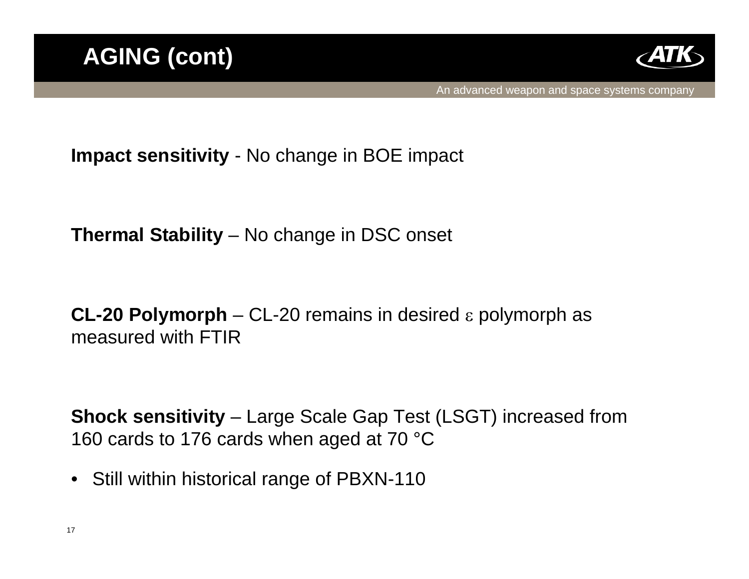# AGING (cont)

**Impact sensitivity** - No change in BOE impact

**Thermal Stability** – No change in DSC onset

**CL-20 Polymorph** – CL-20 remains in desired $\varepsilon$ polymorph as measured with FTIR

**Shock sensitivity** – Large Scale Gap Test (LSGT) increased from 160 cards to 176 cards when aged at 70 °C

- Still within historical range of PBXN-110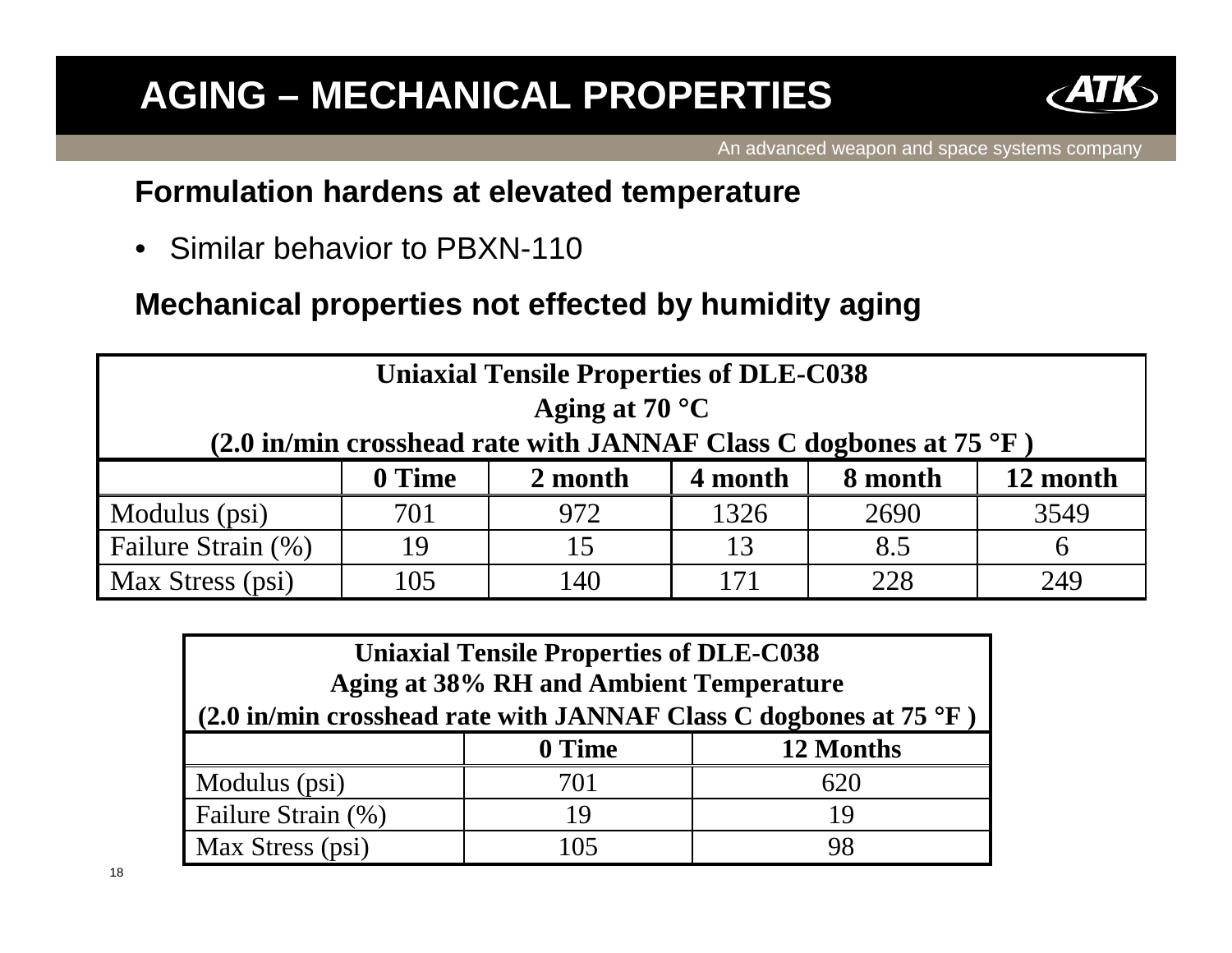# AGING – MECHANICAL PROPERTIES

**Formulation hardens at elevated temperature**

- Similar behavior to PBXN-110

**Mechanical properties not effected by humidity aging**

**Uniaxial Tensile Properties of DLE-C038**
**Aging at 70 °C**
**(2.0 in/min crosshead rate with JANNAF Class C dogbones at 75 °F )**

| | 0 Time | 2 month | 4 month | 8 month | 12 month |
|---|---|---|---|---|---|
| Modulus (psi) | 701 | 972 | 1326 | 2690 | 3549 |
| Failure Strain (%) | 19 | 15 | 13 | 8.5 | 6 |
| Max Stress (psi) | 105 | 140 | 171 | 228 | 249 |

**Uniaxial Tensile Properties of DLE-C038**
**Aging at 38% RH and Ambient Temperature**
**(2.0 in/min crosshead rate with JANNAF Class C dogbones at 75 °F )**

| | 0 Time | 12 Months |
|---|---|---|
| Modulus (psi) | 701 | 620 |
| Failure Strain (%) | 19 | 19 |
| Max Stress (psi) | 105 | 98 |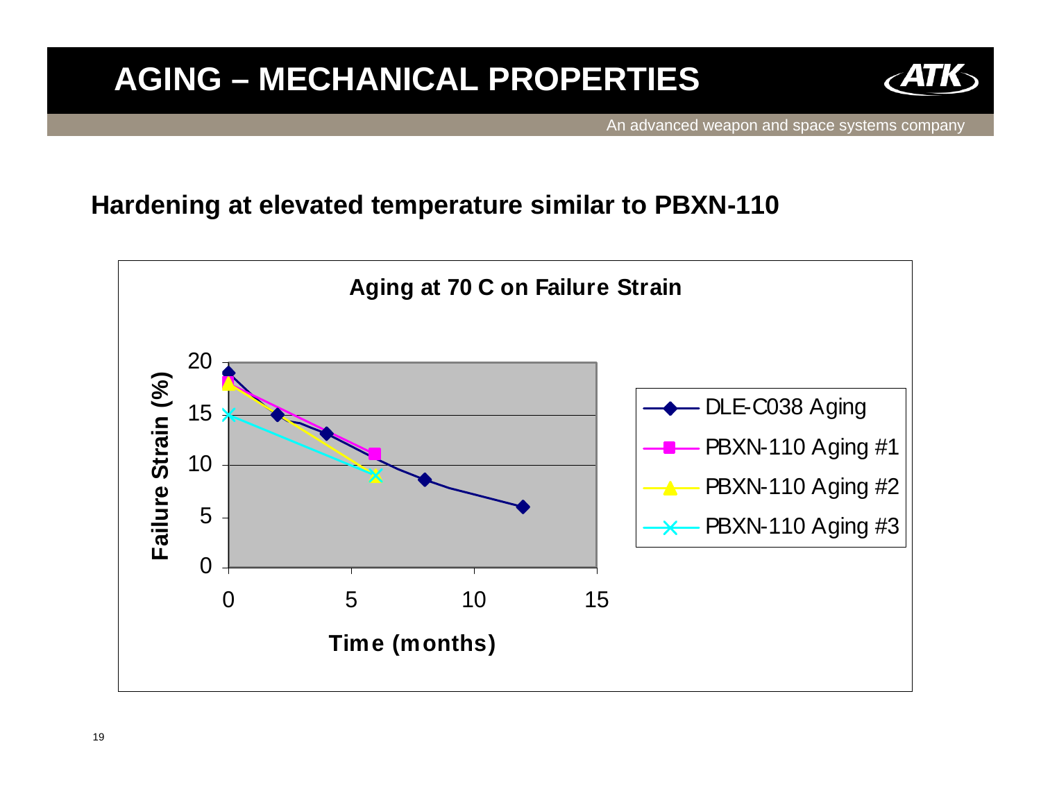# AGING – MECHANICAL PROPERTIES

## Hardening at elevated temperature similar to PBXN-110

**Aging at 70 C on Failure Strain**

Failure Strain (%)

Time (months)

- DLE-C038 Aging
- PBXN-110 Aging #1
- PBXN-110 Aging #2
- PBXN-110 Aging #3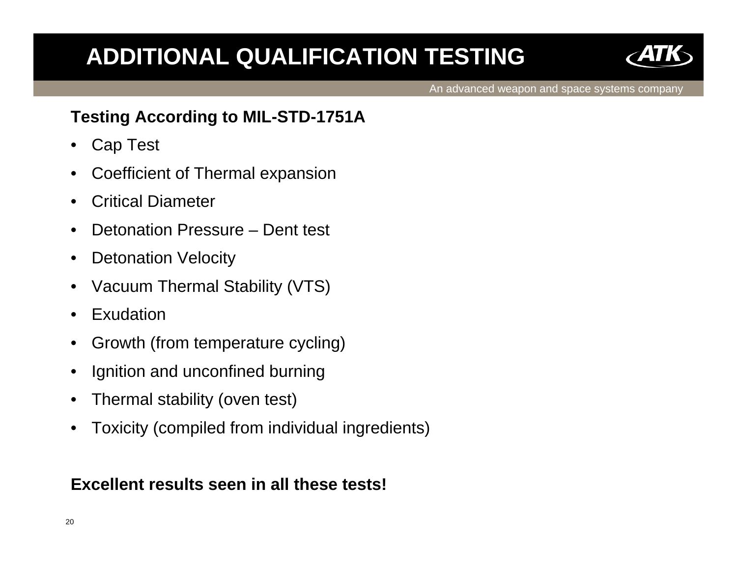# ADDITIONAL QUALIFICATION TESTING

An advanced weapon and space systems company

**Testing According to MIL-STD-1751A**

- Cap Test
- Coefficient of Thermal expansion
- Critical Diameter
- Detonation Pressure – Dent test
- Detonation Velocity
- Vacuum Thermal Stability (VTS)
- Exudation
- Growth (from temperature cycling)
- Ignition and unconfined burning
- Thermal stability (oven test)
- Toxicity (compiled from individual ingredients)

**Excellent results seen in all these tests!**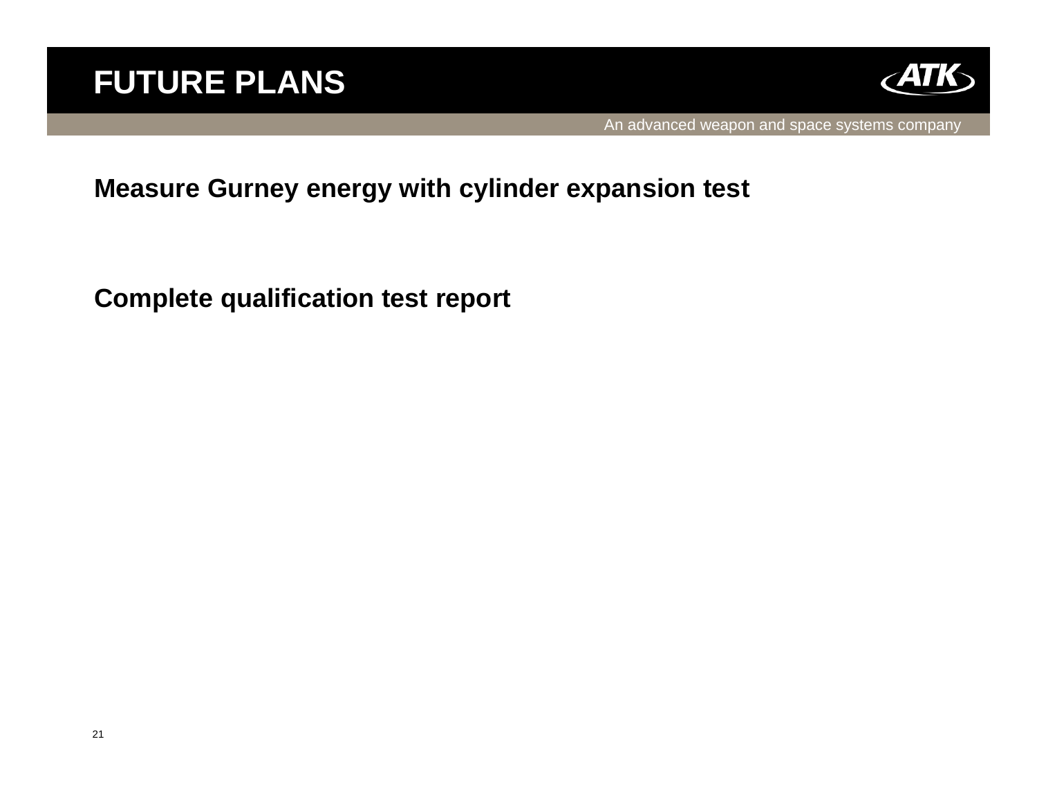# FUTURE PLANS

An advanced weapon and space systems company

**Measure Gurney energy with cylinder expansion test**

**Complete qualification test report**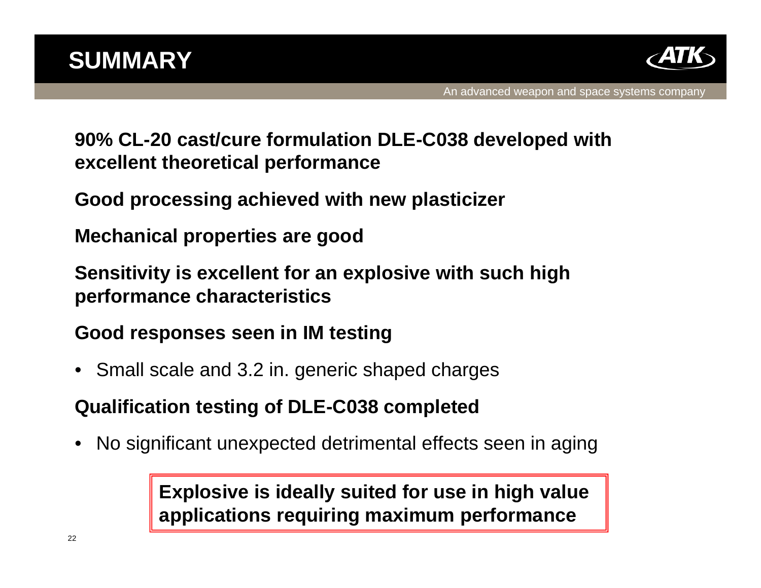# SUMMARY

**90% CL-20 cast/cure formulation DLE-C038 developed with excellent theoretical performance**

**Good processing achieved with new plasticizer**

**Mechanical properties are good**

**Sensitivity is excellent for an explosive with such high performance characteristics**

**Good responses seen in IM testing**

- Small scale and 3.2 in. generic shaped charges

**Qualification testing of DLE-C038 completed**

- No significant unexpected detrimental effects seen in aging

**Explosive is ideally suited for use in high value applications requiring maximum performance**